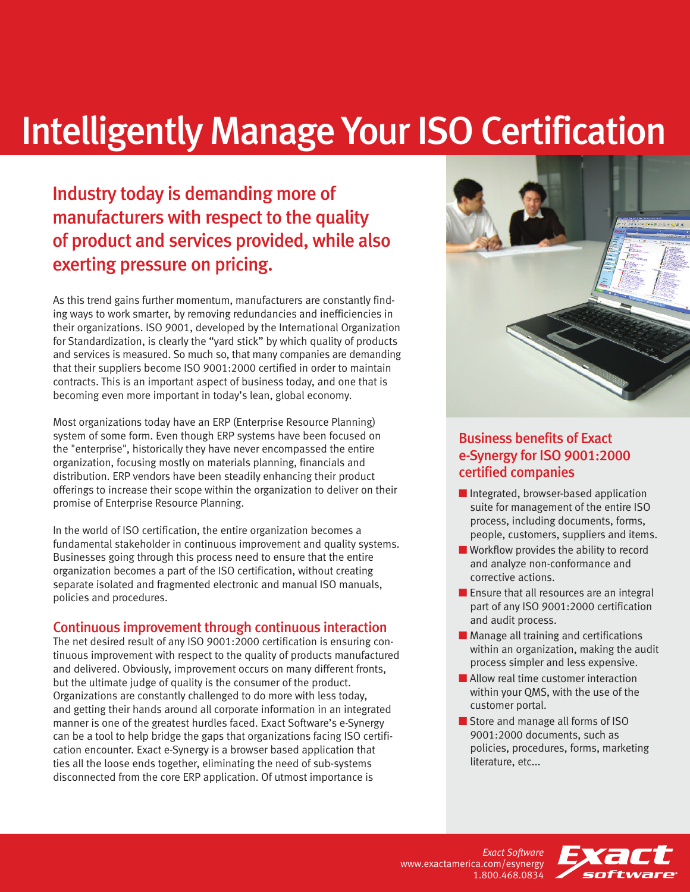# Intelligently Manage Your ISO Certification

## Industry today is demanding more of manufacturers with respect to the quality of product and services provided, while also exerting pressure on pricing.

As this trend gains further momentum, manufacturers are constantly finding ways to work smarter, by removing redundancies and inefficiencies in their organizations. ISO 9001, developed by the International Organization for Standardization, is clearly the "yard stick" by which quality of products and services is measured. So much so, that many companies are demanding that their suppliers become ISO 9001:2000 certified in order to maintain contracts. This is an important aspect of business today, and one that is becoming even more important in today's lean, global economy.

Most organizations today have an ERP (Enterprise Resource Planning) system of some form. Even though ERP systems have been focused on the "enterprise", historically they have never encompassed the entire organization, focusing mostly on materials planning, financials and distribution. ERP vendors have been steadily enhancing their product offerings to increase their scope within the organization to deliver on their promise of Enterprise Resource Planning.

In the world of ISO certification, the entire organization becomes a fundamental stakeholder in continuous improvement and quality systems. Businesses going through this process need to ensure that the entire organization becomes a part of the ISO certification, without creating separate isolated and fragmented electronic and manual ISO manuals, policies and procedures.

### Continuous improvement through continuous interaction

The net desired result of any ISO 9001:2000 certification is ensuring continuous improvement with respect to the quality of products manufactured and delivered. Obviously, improvement occurs on many different fronts, but the ultimate judge of quality is the consumer of the product. Organizations are constantly challenged to do more with less today, and getting their hands around all corporate information in an integrated manner is one of the greatest hurdles faced. Exact Software's e-Synergy can be a tool to help bridge the gaps that organizations facing ISO certification encounter. Exact e-Synergy is a browser based application that ties all the loose ends together, eliminating the need of sub-systems disconnected from the core ERP application. Of utmost importance is

### Business benefits of Exact e-Synergy for ISO 9001:2000 certified companies

- Integrated, browser-based application suite for management of the entire ISO process, including documents, forms, people, customers, suppliers and items.
- Workflow provides the ability to record and analyze non-conformance and corrective actions.
- Ensure that all resources are an integral part of any ISO 9001:2000 certification and audit process.
- Manage all training and certifications within an organization, making the audit process simpler and less expensive.
- Allow real time customer interaction within your QMS, with the use of the customer portal.
- Store and manage all forms of ISO 9001:2000 documents, such as policies, procedures, forms, marketing literature, etc...

*Exact Software*
www.exactamerica.com/esynergy
1.800.468.0834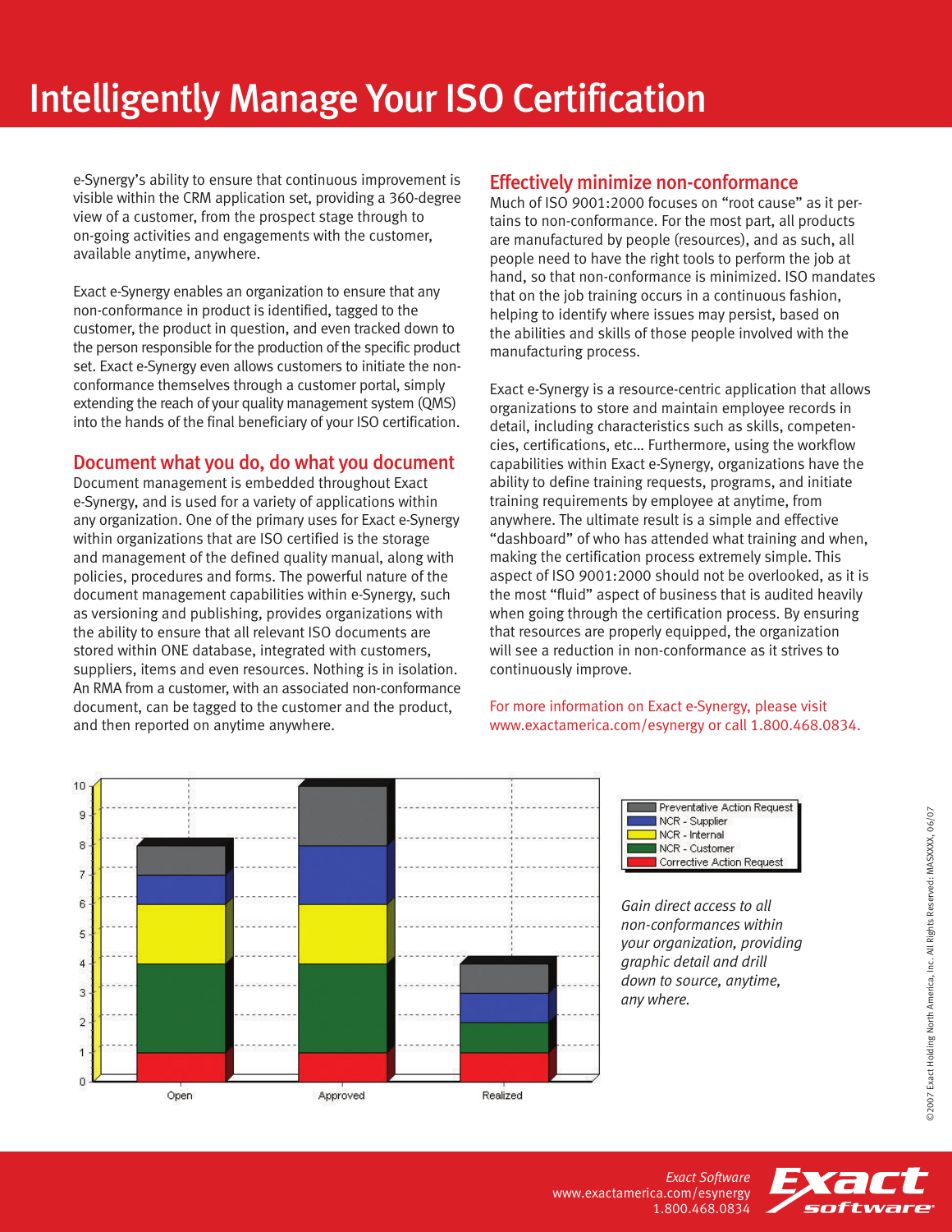# Intelligently Manage Your ISO Certification

e-Synergy's ability to ensure that continuous improvement is visible within the CRM application set, providing a 360-degree view of a customer, from the prospect stage through to on-going activities and engagements with the customer, available anytime, anywhere.

Exact e-Synergy enables an organization to ensure that any non-conformance in product is identified, tagged to the customer, the product in question, and even tracked down to the person responsible for the production of the specific product set. Exact e-Synergy even allows customers to initiate the non-conformance themselves through a customer portal, simply extending the reach of your quality management system (QMS) into the hands of the final beneficiary of your ISO certification.

## Document what you do, do what you document

Document management is embedded throughout Exact e-Synergy, and is used for a variety of applications within any organization. One of the primary uses for Exact e-Synergy within organizations that are ISO certified is the storage and management of the defined quality manual, along with policies, procedures and forms. The powerful nature of the document management capabilities within e-Synergy, such as versioning and publishing, provides organizations with the ability to ensure that all relevant ISO documents are stored within ONE database, integrated with customers, suppliers, items and even resources. Nothing is in isolation. An RMA from a customer, with an associated non-conformance document, can be tagged to the customer and the product, and then reported on anytime anywhere.

## Effectively minimize non-conformance

Much of ISO 9001:2000 focuses on "root cause" as it pertains to non-conformance. For the most part, all products are manufactured by people (resources), and as such, all people need to have the right tools to perform the job at hand, so that non-conformance is minimized. ISO mandates that on the job training occurs in a continuous fashion, helping to identify where issues may persist, based on the abilities and skills of those people involved with the manufacturing process.

Exact e-Synergy is a resource-centric application that allows organizations to store and maintain employee records in detail, including characteristics such as skills, competencies, certifications, etc... Furthermore, using the workflow capabilities within Exact e-Synergy, organizations have the ability to define training requests, programs, and initiate training requirements by employee at anytime, from anywhere. The ultimate result is a simple and effective "dashboard" of who has attended what training and when, making the certification process extremely simple. This aspect of ISO 9001:2000 should not be overlooked, as it is the most "fluid" aspect of business that is audited heavily when going through the certification process. By ensuring that resources are properly equipped, the organization will see a reduction in non-conformance as it strives to continuously improve.

For more information on Exact e-Synergy, please visit www.exactamerica.com/esynergy or call 1.800.468.0834.

10
9
8
7
6
5
4
3
2
1
0

Open
Approved
Realized

Preventative Action Request
NCR - Supplier
NCR - Internal
NCR - Customer
Corrective Action Request

*Gain direct access to all non-conformances within your organization, providing graphic detail and drill down to source, anytime, any where.*

©2007 Exact Holding North America, Inc. All Rights Reserved: MASXXXX, 06/07

*Exact Software*
www.exactamerica.com/esynergy
1.800.468.0834